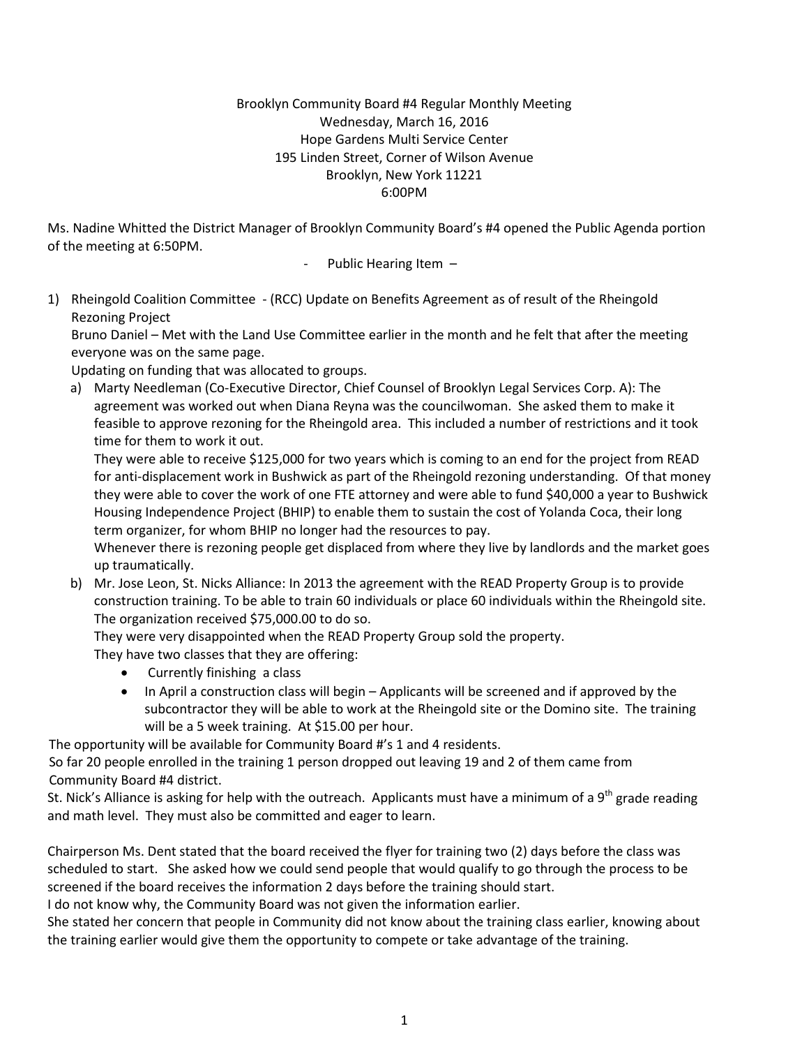Brooklyn Community Board #4 Regular Monthly Meeting
Wednesday, March 16, 2016
Hope Gardens Multi Service Center
195 Linden Street, Corner of Wilson Avenue
Brooklyn, New York 11221
6:00PM

Ms. Nadine Whitted the District Manager of Brooklyn Community Board's #4 opened the Public Agenda portion of the meeting at 6:50PM.

- Public Hearing Item –

1) Rheingold Coalition Committee - (RCC) Update on Benefits Agreement as of result of the Rheingold Rezoning Project

   Bruno Daniel – Met with the Land Use Committee earlier in the month and he felt that after the meeting everyone was on the same page.

   Updating on funding that was allocated to groups.

   a) Marty Needleman (Co-Executive Director, Chief Counsel of Brooklyn Legal Services Corp. A): The agreement was worked out when Diana Reyna was the councilwoman. She asked them to make it feasible to approve rezoning for the Rheingold area. This included a number of restrictions and it took time for them to work it out.

      They were able to receive $125,000 for two years which is coming to an end for the project from READ for anti-displacement work in Bushwick as part of the Rheingold rezoning understanding. Of that money they were able to cover the work of one FTE attorney and were able to fund $40,000 a year to Bushwick Housing Independence Project (BHIP) to enable them to sustain the cost of Yolanda Coca, their long term organizer, for whom BHIP no longer had the resources to pay.

      Whenever there is rezoning people get displaced from where they live by landlords and the market goes up traumatically.

   b) Mr. Jose Leon, St. Nicks Alliance: In 2013 the agreement with the READ Property Group is to provide construction training. To be able to train 60 individuals or place 60 individuals within the Rheingold site. The organization received $75,000.00 to do so.

      They were very disappointed when the READ Property Group sold the property.

      They have two classes that they are offering:

      - Currently finishing a class
      - In April a construction class will begin – Applicants will be screened and if approved by the subcontractor they will be able to work at the Rheingold site or the Domino site. The training will be a 5 week training. At $15.00 per hour.

The opportunity will be available for Community Board #'s 1 and 4 residents.

So far 20 people enrolled in the training 1 person dropped out leaving 19 and 2 of them came from Community Board #4 district.

St. Nick's Alliance is asking for help with the outreach. Applicants must have a minimum of a 9th grade reading and math level. They must also be committed and eager to learn.

Chairperson Ms. Dent stated that the board received the flyer for training two (2) days before the class was scheduled to start. She asked how we could send people that would qualify to go through the process to be screened if the board receives the information 2 days before the training should start.

I do not know why, the Community Board was not given the information earlier.

She stated her concern that people in Community did not know about the training class earlier, knowing about the training earlier would give them the opportunity to compete or take advantage of the training.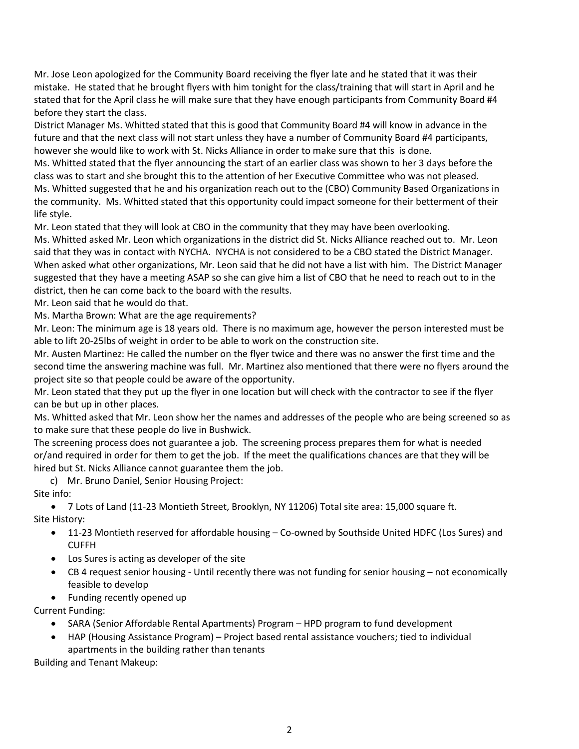Mr. Jose Leon apologized for the Community Board receiving the flyer late and he stated that it was their mistake. He stated that he brought flyers with him tonight for the class/training that will start in April and he stated that for the April class he will make sure that they have enough participants from Community Board #4 before they start the class.

District Manager Ms. Whitted stated that this is good that Community Board #4 will know in advance in the future and that the next class will not start unless they have a number of Community Board #4 participants, however she would like to work with St. Nicks Alliance in order to make sure that this is done.

Ms. Whitted stated that the flyer announcing the start of an earlier class was shown to her 3 days before the class was to start and she brought this to the attention of her Executive Committee who was not pleased.

Ms. Whitted suggested that he and his organization reach out to the (CBO) Community Based Organizations in the community. Ms. Whitted stated that this opportunity could impact someone for their betterment of their life style.

Mr. Leon stated that they will look at CBO in the community that they may have been overlooking.

Ms. Whitted asked Mr. Leon which organizations in the district did St. Nicks Alliance reached out to. Mr. Leon said that they was in contact with NYCHA. NYCHA is not considered to be a CBO stated the District Manager. When asked what other organizations, Mr. Leon said that he did not have a list with him. The District Manager suggested that they have a meeting ASAP so she can give him a list of CBO that he need to reach out to in the district, then he can come back to the board with the results.

Mr. Leon said that he would do that.

Ms. Martha Brown: What are the age requirements?

Mr. Leon: The minimum age is 18 years old. There is no maximum age, however the person interested must be able to lift 20-25lbs of weight in order to be able to work on the construction site.

Mr. Austen Martinez: He called the number on the flyer twice and there was no answer the first time and the second time the answering machine was full. Mr. Martinez also mentioned that there were no flyers around the project site so that people could be aware of the opportunity.

Mr. Leon stated that they put up the flyer in one location but will check with the contractor to see if the flyer can be but up in other places.

Ms. Whitted asked that Mr. Leon show her the names and addresses of the people who are being screened so as to make sure that these people do live in Bushwick.

The screening process does not guarantee a job. The screening process prepares them for what is needed or/and required in order for them to get the job. If the meet the qualifications chances are that they will be hired but St. Nicks Alliance cannot guarantee them the job.

c) Mr. Bruno Daniel, Senior Housing Project:

Site info:

- 7 Lots of Land (11-23 Montieth Street, Brooklyn, NY 11206) Total site area: 15,000 square ft.

Site History:

- 11-23 Montieth reserved for affordable housing – Co-owned by Southside United HDFC (Los Sures) and CUFFH
- Los Sures is acting as developer of the site
- CB 4 request senior housing - Until recently there was not funding for senior housing – not economically feasible to develop
- Funding recently opened up

Current Funding:

- SARA (Senior Affordable Rental Apartments) Program – HPD program to fund development
- HAP (Housing Assistance Program) – Project based rental assistance vouchers; tied to individual apartments in the building rather than tenants

Building and Tenant Makeup: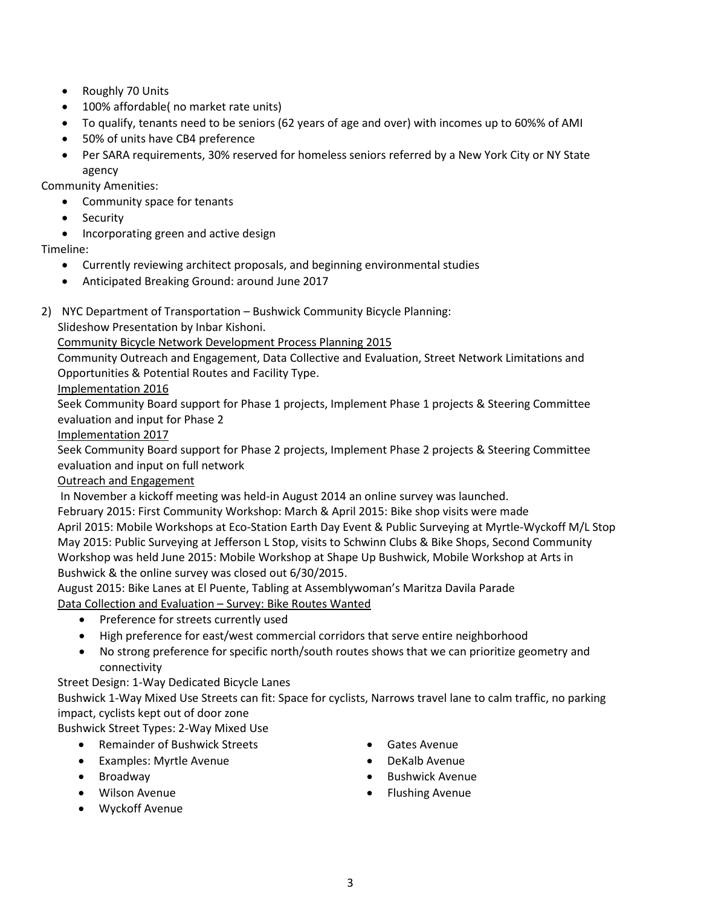- Roughly 70 Units
- 100% affordable( no market rate units)
- To qualify, tenants need to be seniors (62 years of age and over) with incomes up to 60%% of AMI
- 50% of units have CB4 preference
- Per SARA requirements, 30% reserved for homeless seniors referred by a New York City or NY State agency

Community Amenities:

- Community space for tenants
- Security
- Incorporating green and active design

Timeline:

- Currently reviewing architect proposals, and beginning environmental studies
- Anticipated Breaking Ground: around June 2017

2) NYC Department of Transportation – Bushwick Community Bicycle Planning:

Slideshow Presentation by Inbar Kishoni.

<u>Community Bicycle Network Development Process Planning 2015</u>

Community Outreach and Engagement, Data Collective and Evaluation, Street Network Limitations and Opportunities & Potential Routes and Facility Type.

<u>Implementation 2016</u>

Seek Community Board support for Phase 1 projects, Implement Phase 1 projects & Steering Committee evaluation and input for Phase 2

<u>Implementation 2017</u>

Seek Community Board support for Phase 2 projects, Implement Phase 2 projects & Steering Committee evaluation and input on full network

<u>Outreach and Engagement</u>

In November a kickoff meeting was held-in August 2014 an online survey was launched.

February 2015: First Community Workshop: March & April 2015: Bike shop visits were made

April 2015: Mobile Workshops at Eco-Station Earth Day Event & Public Surveying at Myrtle-Wyckoff M/L Stop

May 2015: Public Surveying at Jefferson L Stop, visits to Schwinn Clubs & Bike Shops, Second Community Workshop was held June 2015: Mobile Workshop at Shape Up Bushwick, Mobile Workshop at Arts in Bushwick & the online survey was closed out 6/30/2015.

August 2015: Bike Lanes at El Puente, Tabling at Assemblywoman's Maritza Davila Parade

<u>Data Collection and Evaluation – Survey: Bike Routes Wanted</u>

- Preference for streets currently used
- High preference for east/west commercial corridors that serve entire neighborhood
- No strong preference for specific north/south routes shows that we can prioritize geometry and connectivity

Street Design: 1-Way Dedicated Bicycle Lanes

Bushwick 1-Way Mixed Use Streets can fit: Space for cyclists, Narrows travel lane to calm traffic, no parking impact, cyclists kept out of door zone

Bushwick Street Types: 2-Way Mixed Use

- Remainder of Bushwick Streets
- Examples: Myrtle Avenue
- Broadway
- Wilson Avenue
- Wyckoff Avenue
- Gates Avenue
- DeKalb Avenue
- Bushwick Avenue
- Flushing Avenue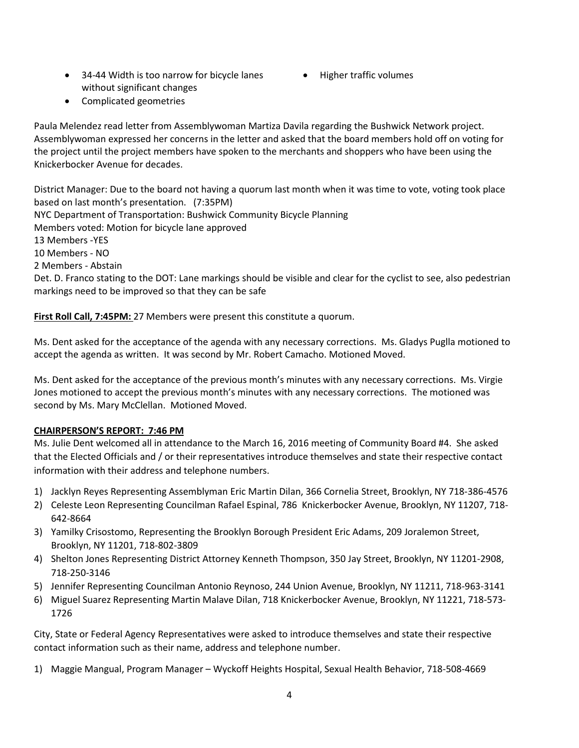- 34-44 Width is too narrow for bicycle lanes without significant changes
- Complicated geometries
- Higher traffic volumes

Paula Melendez read letter from Assemblywoman Martiza Davila regarding the Bushwick Network project. Assemblywoman expressed her concerns in the letter and asked that the board members hold off on voting for the project until the project members have spoken to the merchants and shoppers who have been using the Knickerbocker Avenue for decades.

District Manager: Due to the board not having a quorum last month when it was time to vote, voting took place based on last month's presentation. (7:35PM)
NYC Department of Transportation: Bushwick Community Bicycle Planning
Members voted: Motion for bicycle lane approved
13 Members -YES
10 Members - NO
2 Members - Abstain
Det. D. Franco stating to the DOT: Lane markings should be visible and clear for the cyclist to see, also pedestrian markings need to be improved so that they can be safe

**First Roll Call, 7:45PM:** 27 Members were present this constitute a quorum.

Ms. Dent asked for the acceptance of the agenda with any necessary corrections. Ms. Gladys Puglla motioned to accept the agenda as written. It was second by Mr. Robert Camacho. Motioned Moved.

Ms. Dent asked for the acceptance of the previous month's minutes with any necessary corrections. Ms. Virgie Jones motioned to accept the previous month's minutes with any necessary corrections. The motioned was second by Ms. Mary McClellan. Motioned Moved.

**CHAIRPERSON'S REPORT: 7:46 PM**

Ms. Julie Dent welcomed all in attendance to the March 16, 2016 meeting of Community Board #4. She asked that the Elected Officials and / or their representatives introduce themselves and state their respective contact information with their address and telephone numbers.

1) Jacklyn Reyes Representing Assemblyman Eric Martin Dilan, 366 Cornelia Street, Brooklyn, NY 718-386-4576
2) Celeste Leon Representing Councilman Rafael Espinal, 786 Knickerbocker Avenue, Brooklyn, NY 11207, 718-642-8664
3) Yamilky Crisostomo, Representing the Brooklyn Borough President Eric Adams, 209 Joralemon Street, Brooklyn, NY 11201, 718-802-3809
4) Shelton Jones Representing District Attorney Kenneth Thompson, 350 Jay Street, Brooklyn, NY 11201-2908, 718-250-3146
5) Jennifer Representing Councilman Antonio Reynoso, 244 Union Avenue, Brooklyn, NY 11211, 718-963-3141
6) Miguel Suarez Representing Martin Malave Dilan, 718 Knickerbocker Avenue, Brooklyn, NY 11221, 718-573-1726

City, State or Federal Agency Representatives were asked to introduce themselves and state their respective contact information such as their name, address and telephone number.

1) Maggie Mangual, Program Manager – Wyckoff Heights Hospital, Sexual Health Behavior, 718-508-4669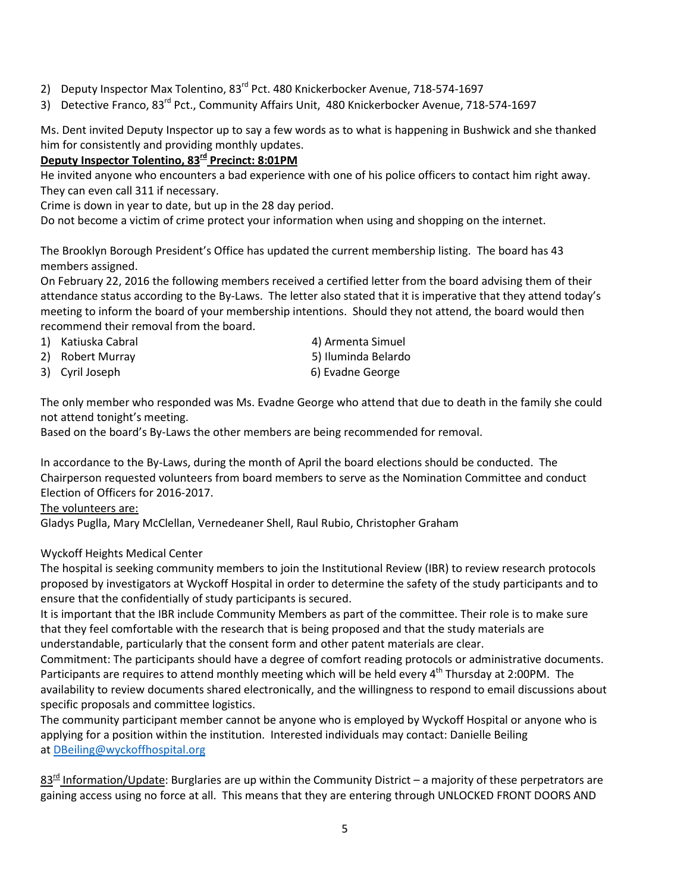2) Deputy Inspector Max Tolentino, 83rd Pct. 480 Knickerbocker Avenue, 718-574-1697
3) Detective Franco, 83rd Pct., Community Affairs Unit, 480 Knickerbocker Avenue, 718-574-1697

Ms. Dent invited Deputy Inspector up to say a few words as to what is happening in Bushwick and she thanked him for consistently and providing monthly updates.

**Deputy Inspector Tolentino, 83rd Precinct: 8:01PM**

He invited anyone who encounters a bad experience with one of his police officers to contact him right away. They can even call 311 if necessary.

Crime is down in year to date, but up in the 28 day period.

Do not become a victim of crime protect your information when using and shopping on the internet.

The Brooklyn Borough President's Office has updated the current membership listing. The board has 43 members assigned.

On February 22, 2016 the following members received a certified letter from the board advising them of their attendance status according to the By-Laws. The letter also stated that it is imperative that they attend today's meeting to inform the board of your membership intentions. Should they not attend, the board would then recommend their removal from the board.

1) Katiuska Cabral
2) Robert Murray
3) Cyril Joseph
4) Armenta Simuel
5) Iluminda Belardo
6) Evadne George

The only member who responded was Ms. Evadne George who attend that due to death in the family she could not attend tonight's meeting.

Based on the board's By-Laws the other members are being recommended for removal.

In accordance to the By-Laws, during the month of April the board elections should be conducted. The Chairperson requested volunteers from board members to serve as the Nomination Committee and conduct Election of Officers for 2016-2017.

The volunteers are:

Gladys Puglla, Mary McClellan, Vernedeaner Shell, Raul Rubio, Christopher Graham

Wyckoff Heights Medical Center

The hospital is seeking community members to join the Institutional Review (IBR) to review research protocols proposed by investigators at Wyckoff Hospital in order to determine the safety of the study participants and to ensure that the confidentially of study participants is secured.

It is important that the IBR include Community Members as part of the committee. Their role is to make sure that they feel comfortable with the research that is being proposed and that the study materials are understandable, particularly that the consent form and other patent materials are clear.

Commitment: The participants should have a degree of comfort reading protocols or administrative documents. Participants are requires to attend monthly meeting which will be held every 4th Thursday at 2:00PM. The availability to review documents shared electronically, and the willingness to respond to email discussions about specific proposals and committee logistics.

The community participant member cannot be anyone who is employed by Wyckoff Hospital or anyone who is applying for a position within the institution. Interested individuals may contact: Danielle Beiling at DBeiling@wyckoffhospital.org

83rd Information/Update: Burglaries are up within the Community District – a majority of these perpetrators are gaining access using no force at all. This means that they are entering through UNLOCKED FRONT DOORS AND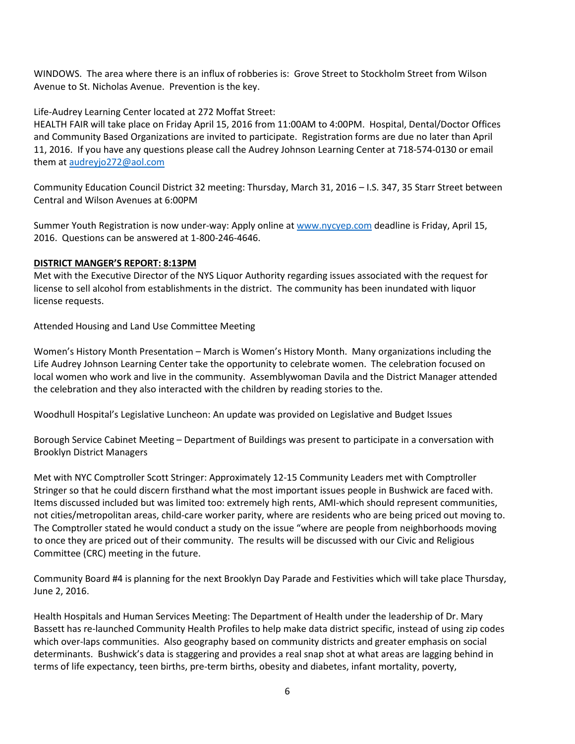WINDOWS. The area where there is an influx of robberies is: Grove Street to Stockholm Street from Wilson Avenue to St. Nicholas Avenue. Prevention is the key.

Life-Audrey Learning Center located at 272 Moffat Street:
HEALTH FAIR will take place on Friday April 15, 2016 from 11:00AM to 4:00PM. Hospital, Dental/Doctor Offices and Community Based Organizations are invited to participate. Registration forms are due no later than April 11, 2016. If you have any questions please call the Audrey Johnson Learning Center at 718-574-0130 or email them at audreyjo272@aol.com

Community Education Council District 32 meeting: Thursday, March 31, 2016 – I.S. 347, 35 Starr Street between Central and Wilson Avenues at 6:00PM

Summer Youth Registration is now under-way: Apply online at www.nycyep.com deadline is Friday, April 15, 2016. Questions can be answered at 1-800-246-4646.

**DISTRICT MANGER'S REPORT: 8:13PM**

Met with the Executive Director of the NYS Liquor Authority regarding issues associated with the request for license to sell alcohol from establishments in the district. The community has been inundated with liquor license requests.

Attended Housing and Land Use Committee Meeting

Women's History Month Presentation – March is Women's History Month. Many organizations including the Life Audrey Johnson Learning Center take the opportunity to celebrate women. The celebration focused on local women who work and live in the community. Assemblywoman Davila and the District Manager attended the celebration and they also interacted with the children by reading stories to the.

Woodhull Hospital's Legislative Luncheon: An update was provided on Legislative and Budget Issues

Borough Service Cabinet Meeting – Department of Buildings was present to participate in a conversation with Brooklyn District Managers

Met with NYC Comptroller Scott Stringer: Approximately 12-15 Community Leaders met with Comptroller Stringer so that he could discern firsthand what the most important issues people in Bushwick are faced with. Items discussed included but was limited too: extremely high rents, AMI-which should represent communities, not cities/metropolitan areas, child-care worker parity, where are residents who are being priced out moving to. The Comptroller stated he would conduct a study on the issue "where are people from neighborhoods moving to once they are priced out of their community. The results will be discussed with our Civic and Religious Committee (CRC) meeting in the future.

Community Board #4 is planning for the next Brooklyn Day Parade and Festivities which will take place Thursday, June 2, 2016.

Health Hospitals and Human Services Meeting: The Department of Health under the leadership of Dr. Mary Bassett has re-launched Community Health Profiles to help make data district specific, instead of using zip codes which over-laps communities. Also geography based on community districts and greater emphasis on social determinants. Bushwick's data is staggering and provides a real snap shot at what areas are lagging behind in terms of life expectancy, teen births, pre-term births, obesity and diabetes, infant mortality, poverty,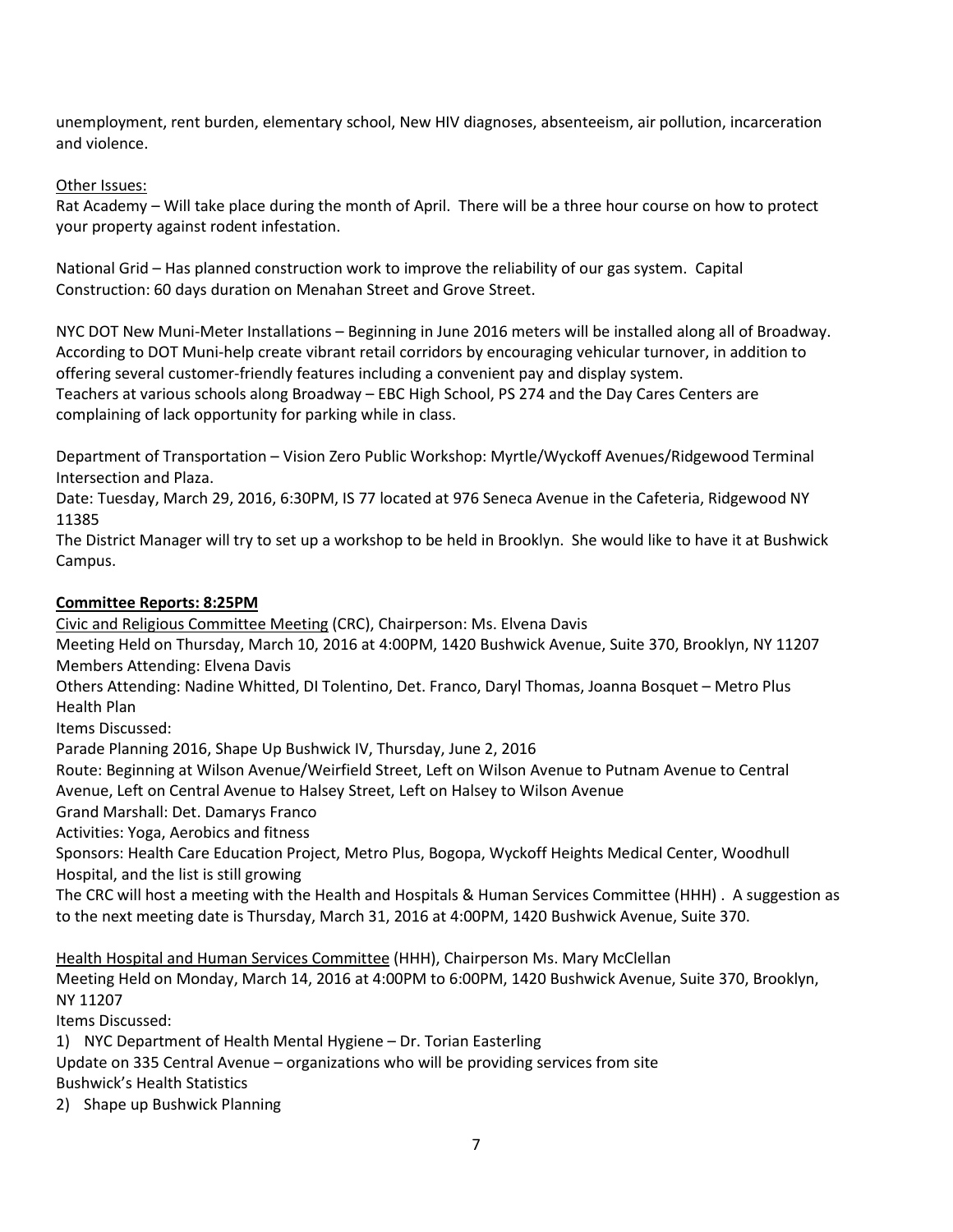unemployment, rent burden, elementary school, New HIV diagnoses, absenteeism, air pollution, incarceration and violence.

Other Issues:

Rat Academy – Will take place during the month of April. There will be a three hour course on how to protect your property against rodent infestation.

National Grid – Has planned construction work to improve the reliability of our gas system. Capital Construction: 60 days duration on Menahan Street and Grove Street.

NYC DOT New Muni-Meter Installations – Beginning in June 2016 meters will be installed along all of Broadway. According to DOT Muni-help create vibrant retail corridors by encouraging vehicular turnover, in addition to offering several customer-friendly features including a convenient pay and display system.
Teachers at various schools along Broadway – EBC High School, PS 274 and the Day Cares Centers are complaining of lack opportunity for parking while in class.

Department of Transportation – Vision Zero Public Workshop: Myrtle/Wyckoff Avenues/Ridgewood Terminal Intersection and Plaza.
Date: Tuesday, March 29, 2016, 6:30PM, IS 77 located at 976 Seneca Avenue in the Cafeteria, Ridgewood NY 11385
The District Manager will try to set up a workshop to be held in Brooklyn. She would like to have it at Bushwick Campus.

**Committee Reports: 8:25PM**

Civic and Religious Committee Meeting (CRC), Chairperson: Ms. Elvena Davis
Meeting Held on Thursday, March 10, 2016 at 4:00PM, 1420 Bushwick Avenue, Suite 370, Brooklyn, NY 11207
Members Attending: Elvena Davis
Others Attending: Nadine Whitted, DI Tolentino, Det. Franco, Daryl Thomas, Joanna Bosquet – Metro Plus Health Plan
Items Discussed:
Parade Planning 2016, Shape Up Bushwick IV, Thursday, June 2, 2016
Route: Beginning at Wilson Avenue/Weirfield Street, Left on Wilson Avenue to Putnam Avenue to Central Avenue, Left on Central Avenue to Halsey Street, Left on Halsey to Wilson Avenue
Grand Marshall: Det. Damarys Franco
Activities: Yoga, Aerobics and fitness
Sponsors: Health Care Education Project, Metro Plus, Bogopa, Wyckoff Heights Medical Center, Woodhull Hospital, and the list is still growing
The CRC will host a meeting with the Health and Hospitals & Human Services Committee (HHH) . A suggestion as to the next meeting date is Thursday, March 31, 2016 at 4:00PM, 1420 Bushwick Avenue, Suite 370.

Health Hospital and Human Services Committee (HHH), Chairperson Ms. Mary McClellan
Meeting Held on Monday, March 14, 2016 at 4:00PM to 6:00PM, 1420 Bushwick Avenue, Suite 370, Brooklyn, NY 11207
Items Discussed:

1) NYC Department of Health Mental Hygiene – Dr. Torian Easterling
Update on 335 Central Avenue – organizations who will be providing services from site
Bushwick's Health Statistics
2) Shape up Bushwick Planning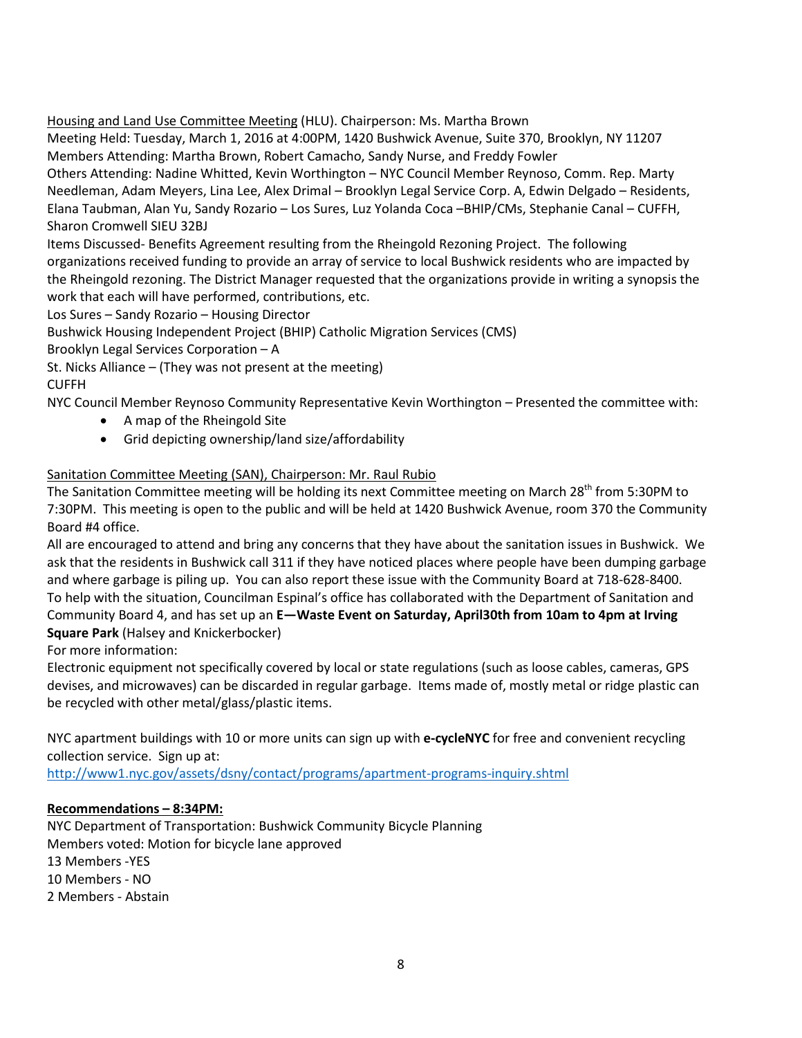<u>Housing and Land Use Committee Meeting</u> (HLU). Chairperson: Ms. Martha Brown
Meeting Held: Tuesday, March 1, 2016 at 4:00PM, 1420 Bushwick Avenue, Suite 370, Brooklyn, NY 11207
Members Attending: Martha Brown, Robert Camacho, Sandy Nurse, and Freddy Fowler
Others Attending: Nadine Whitted, Kevin Worthington – NYC Council Member Reynoso, Comm. Rep. Marty Needleman, Adam Meyers, Lina Lee, Alex Drimal – Brooklyn Legal Service Corp. A, Edwin Delgado – Residents, Elana Taubman, Alan Yu, Sandy Rozario – Los Sures, Luz Yolanda Coca –BHIP/CMs, Stephanie Canal – CUFFH, Sharon Cromwell SIEU 32BJ
Items Discussed- Benefits Agreement resulting from the Rheingold Rezoning Project. The following organizations received funding to provide an array of service to local Bushwick residents who are impacted by the Rheingold rezoning. The District Manager requested that the organizations provide in writing a synopsis the work that each will have performed, contributions, etc.
Los Sures – Sandy Rozario – Housing Director
Bushwick Housing Independent Project (BHIP) Catholic Migration Services (CMS)
Brooklyn Legal Services Corporation – A
St. Nicks Alliance – (They was not present at the meeting)
CUFFH
NYC Council Member Reynoso Community Representative Kevin Worthington – Presented the committee with:

- A map of the Rheingold Site
- Grid depicting ownership/land size/affordability

<u>Sanitation Committee Meeting (SAN), Chairperson: Mr. Raul Rubio</u>
The Sanitation Committee meeting will be holding its next Committee meeting on March 28th from 5:30PM to 7:30PM. This meeting is open to the public and will be held at 1420 Bushwick Avenue, room 370 the Community Board #4 office.
All are encouraged to attend and bring any concerns that they have about the sanitation issues in Bushwick. We ask that the residents in Bushwick call 311 if they have noticed places where people have been dumping garbage and where garbage is piling up. You can also report these issue with the Community Board at 718-628-8400.
To help with the situation, Councilman Espinal's office has collaborated with the Department of Sanitation and Community Board 4, and has set up an **E—Waste Event on Saturday, April30th from 10am to 4pm at Irving Square Park** (Halsey and Knickerbocker)
For more information:
Electronic equipment not specifically covered by local or state regulations (such as loose cables, cameras, GPS devises, and microwaves) can be discarded in regular garbage. Items made of, mostly metal or ridge plastic can be recycled with other metal/glass/plastic items.

NYC apartment buildings with 10 or more units can sign up with **e-cycleNYC** for free and convenient recycling collection service. Sign up at:
http://www1.nyc.gov/assets/dsny/contact/programs/apartment-programs-inquiry.shtml

**<u>Recommendations – 8:34PM:</u>**
NYC Department of Transportation: Bushwick Community Bicycle Planning
Members voted: Motion for bicycle lane approved
13 Members -YES
10 Members - NO
2 Members - Abstain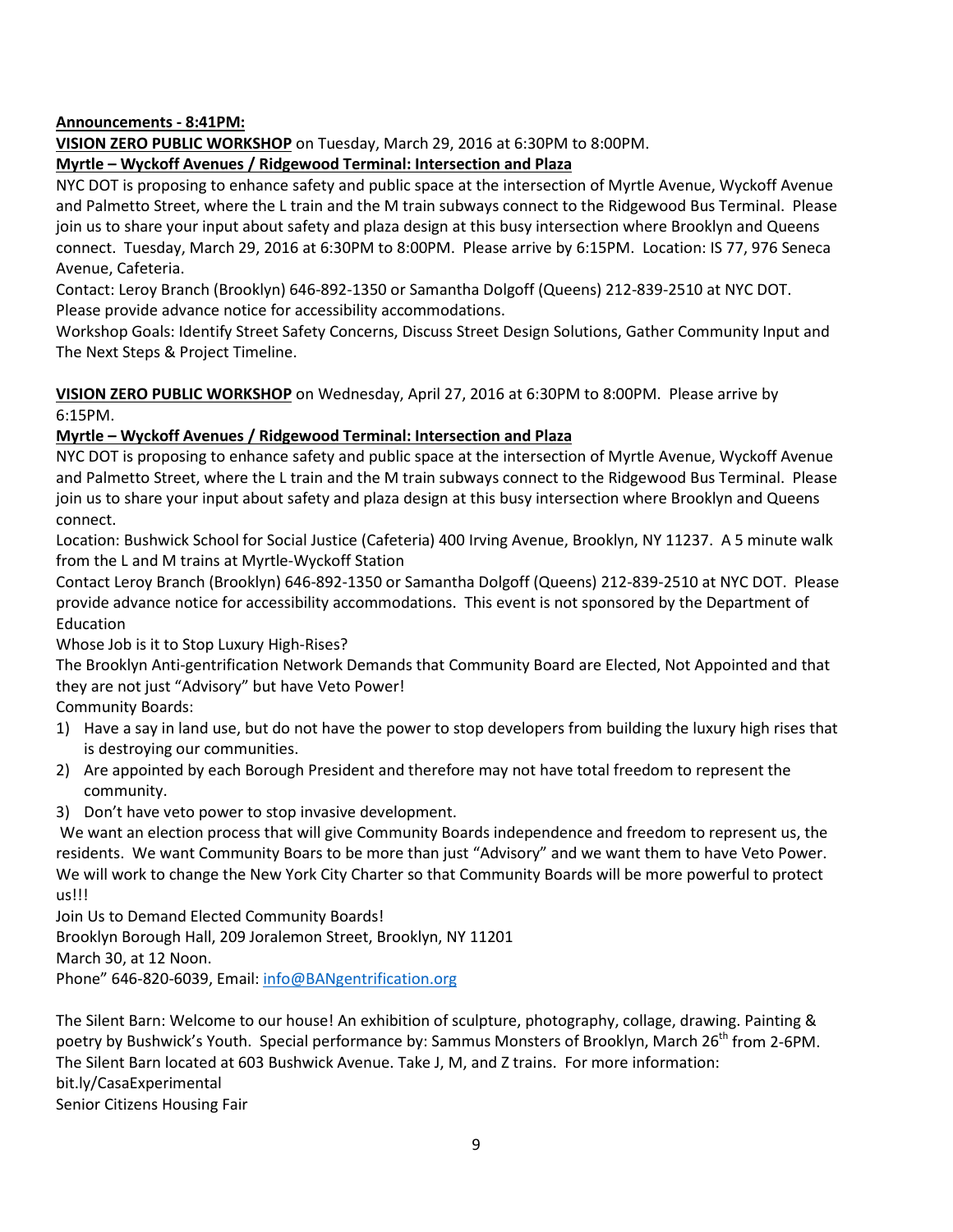**Announcements - 8:41PM:**

**VISION ZERO PUBLIC WORKSHOP** on Tuesday, March 29, 2016 at 6:30PM to 8:00PM.

**Myrtle – Wyckoff Avenues / Ridgewood Terminal: Intersection and Plaza**

NYC DOT is proposing to enhance safety and public space at the intersection of Myrtle Avenue, Wyckoff Avenue and Palmetto Street, where the L train and the M train subways connect to the Ridgewood Bus Terminal. Please join us to share your input about safety and plaza design at this busy intersection where Brooklyn and Queens connect. Tuesday, March 29, 2016 at 6:30PM to 8:00PM. Please arrive by 6:15PM. Location: IS 77, 976 Seneca Avenue, Cafeteria.

Contact: Leroy Branch (Brooklyn) 646-892-1350 or Samantha Dolgoff (Queens) 212-839-2510 at NYC DOT. Please provide advance notice for accessibility accommodations.

Workshop Goals: Identify Street Safety Concerns, Discuss Street Design Solutions, Gather Community Input and The Next Steps & Project Timeline.

**VISION ZERO PUBLIC WORKSHOP** on Wednesday, April 27, 2016 at 6:30PM to 8:00PM. Please arrive by 6:15PM.

**Myrtle – Wyckoff Avenues / Ridgewood Terminal: Intersection and Plaza**

NYC DOT is proposing to enhance safety and public space at the intersection of Myrtle Avenue, Wyckoff Avenue and Palmetto Street, where the L train and the M train subways connect to the Ridgewood Bus Terminal. Please join us to share your input about safety and plaza design at this busy intersection where Brooklyn and Queens connect.

Location: Bushwick School for Social Justice (Cafeteria) 400 Irving Avenue, Brooklyn, NY 11237. A 5 minute walk from the L and M trains at Myrtle-Wyckoff Station

Contact Leroy Branch (Brooklyn) 646-892-1350 or Samantha Dolgoff (Queens) 212-839-2510 at NYC DOT. Please provide advance notice for accessibility accommodations. This event is not sponsored by the Department of Education

Whose Job is it to Stop Luxury High-Rises?

The Brooklyn Anti-gentrification Network Demands that Community Board are Elected, Not Appointed and that they are not just "Advisory" but have Veto Power!

Community Boards:

1) Have a say in land use, but do not have the power to stop developers from building the luxury high rises that is destroying our communities.
2) Are appointed by each Borough President and therefore may not have total freedom to represent the community.
3) Don't have veto power to stop invasive development.

We want an election process that will give Community Boards independence and freedom to represent us, the residents. We want Community Boars to be more than just "Advisory" and we want them to have Veto Power. We will work to change the New York City Charter so that Community Boards will be more powerful to protect us!!!

Join Us to Demand Elected Community Boards!

Brooklyn Borough Hall, 209 Joralemon Street, Brooklyn, NY 11201

March 30, at 12 Noon.

Phone" 646-820-6039, Email: info@BANgentrification.org

The Silent Barn: Welcome to our house! An exhibition of sculpture, photography, collage, drawing. Painting & poetry by Bushwick's Youth. Special performance by: Sammus Monsters of Brooklyn, March 26th from 2-6PM. The Silent Barn located at 603 Bushwick Avenue. Take J, M, and Z trains. For more information: bit.ly/CasaExperimental

Senior Citizens Housing Fair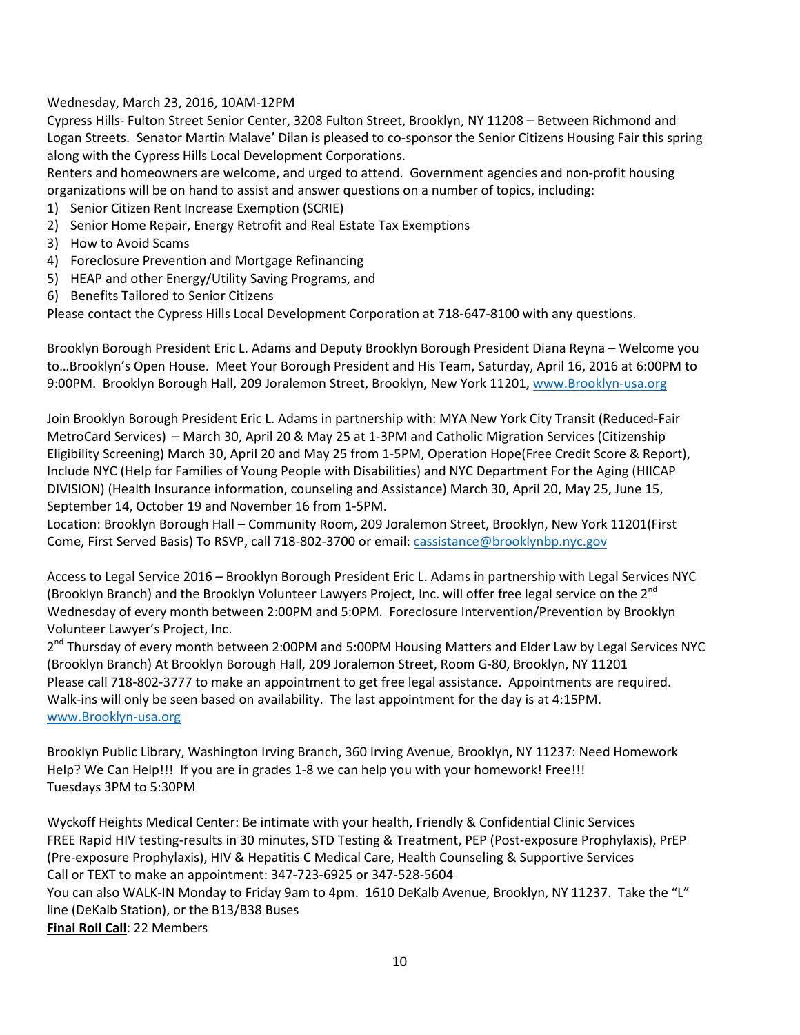Wednesday, March 23, 2016, 10AM-12PM

Cypress Hills- Fulton Street Senior Center, 3208 Fulton Street, Brooklyn, NY 11208 – Between Richmond and Logan Streets. Senator Martin Malave' Dilan is pleased to co-sponsor the Senior Citizens Housing Fair this spring along with the Cypress Hills Local Development Corporations.

Renters and homeowners are welcome, and urged to attend. Government agencies and non-profit housing organizations will be on hand to assist and answer questions on a number of topics, including:

1) Senior Citizen Rent Increase Exemption (SCRIE)
2) Senior Home Repair, Energy Retrofit and Real Estate Tax Exemptions
3) How to Avoid Scams
4) Foreclosure Prevention and Mortgage Refinancing
5) HEAP and other Energy/Utility Saving Programs, and
6) Benefits Tailored to Senior Citizens

Please contact the Cypress Hills Local Development Corporation at 718-647-8100 with any questions.

Brooklyn Borough President Eric L. Adams and Deputy Brooklyn Borough President Diana Reyna – Welcome you to…Brooklyn's Open House. Meet Your Borough President and His Team, Saturday, April 16, 2016 at 6:00PM to 9:00PM. Brooklyn Borough Hall, 209 Joralemon Street, Brooklyn, New York 11201, www.Brooklyn-usa.org

Join Brooklyn Borough President Eric L. Adams in partnership with: MYA New York City Transit (Reduced-Fair MetroCard Services) – March 30, April 20 & May 25 at 1-3PM and Catholic Migration Services (Citizenship Eligibility Screening) March 30, April 20 and May 25 from 1-5PM, Operation Hope(Free Credit Score & Report), Include NYC (Help for Families of Young People with Disabilities) and NYC Department For the Aging (HIICAP DIVISION) (Health Insurance information, counseling and Assistance) March 30, April 20, May 25, June 15, September 14, October 19 and November 16 from 1-5PM.

Location: Brooklyn Borough Hall – Community Room, 209 Joralemon Street, Brooklyn, New York 11201(First Come, First Served Basis) To RSVP, call 718-802-3700 or email: cassistance@brooklynbp.nyc.gov

Access to Legal Service 2016 – Brooklyn Borough President Eric L. Adams in partnership with Legal Services NYC (Brooklyn Branch) and the Brooklyn Volunteer Lawyers Project, Inc. will offer free legal service on the 2nd Wednesday of every month between 2:00PM and 5:0PM. Foreclosure Intervention/Prevention by Brooklyn Volunteer Lawyer's Project, Inc.

2nd Thursday of every month between 2:00PM and 5:00PM Housing Matters and Elder Law by Legal Services NYC (Brooklyn Branch) At Brooklyn Borough Hall, 209 Joralemon Street, Room G-80, Brooklyn, NY 11201

Please call 718-802-3777 to make an appointment to get free legal assistance. Appointments are required. Walk-ins will only be seen based on availability. The last appointment for the day is at 4:15PM.

www.Brooklyn-usa.org

Brooklyn Public Library, Washington Irving Branch, 360 Irving Avenue, Brooklyn, NY 11237: Need Homework Help? We Can Help!!! If you are in grades 1-8 we can help you with your homework! Free!!!

Tuesdays 3PM to 5:30PM

Wyckoff Heights Medical Center: Be intimate with your health, Friendly & Confidential Clinic Services

FREE Rapid HIV testing-results in 30 minutes, STD Testing & Treatment, PEP (Post-exposure Prophylaxis), PrEP (Pre-exposure Prophylaxis), HIV & Hepatitis C Medical Care, Health Counseling & Supportive Services

Call or TEXT to make an appointment: 347-723-6925 or 347-528-5604

You can also WALK-IN Monday to Friday 9am to 4pm. 1610 DeKalb Avenue, Brooklyn, NY 11237. Take the "L" line (DeKalb Station), or the B13/B38 Buses

**Final Roll Call**: 22 Members